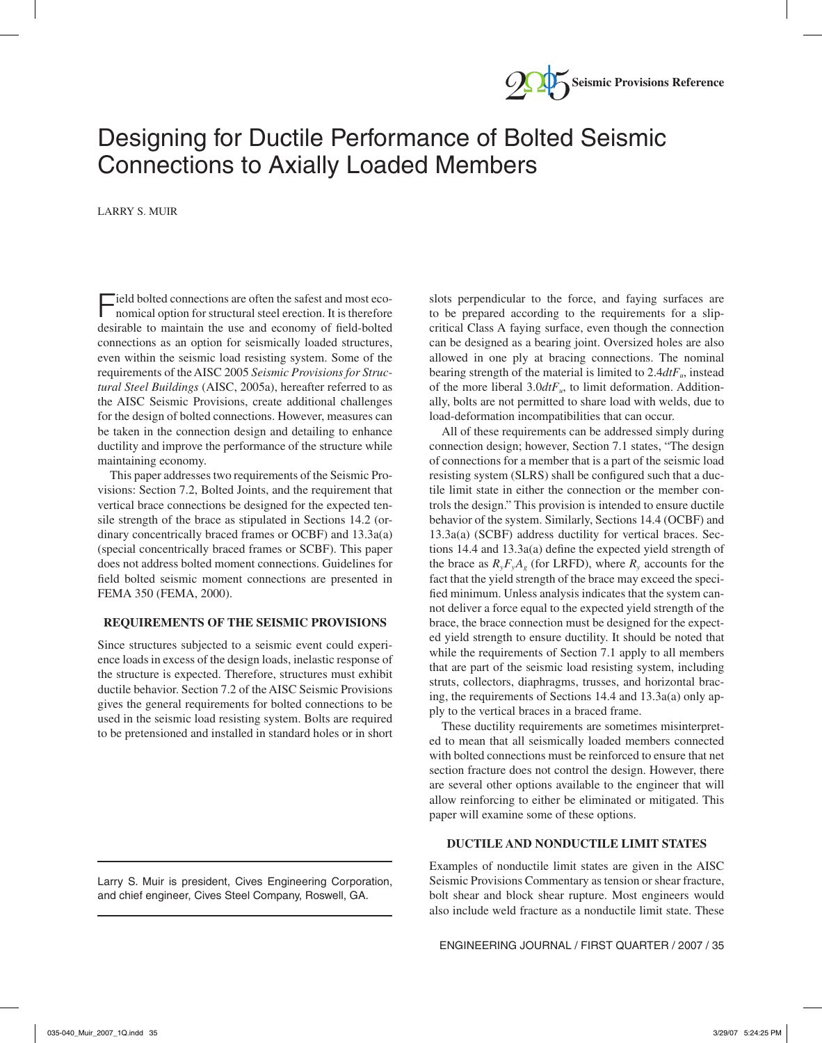# Designing for Ductile Performance of Bolted Seismic Connections to Axially Loaded Members

LARRY S. MUIR

Field bolted connections are often the safest and most economical option for structural steel erection. It is therefore desirable to maintain the use and economy of field-bolted connections as an option for seismically loaded structures, even within the seismic load resisting system. Some of the requirements of the AISC 2005 *Seismic Provisions for Structural Steel Buildings* (AISC, 2005a), hereafter referred to as the AISC Seismic Provisions, create additional challenges for the design of bolted connections. However, measures can be taken in the connection design and detailing to enhance ductility and improve the performance of the structure while maintaining economy.

This paper addresses two requirements of the Seismic Provisions: Section 7.2, Bolted Joints, and the requirement that vertical brace connections be designed for the expected tensile strength of the brace as stipulated in Sections 14.2 (ordinary concentrically braced frames or OCBF) and 13.3a(a) (special concentrically braced frames or SCBF). This paper does not address bolted moment connections. Guidelines for field bolted seismic moment connections are presented in FEMA 350 (FEMA, 2000).

## REQUIREMENTS OF THE SEISMIC PROVISIONS

Since structures subjected to a seismic event could experience loads in excess of the design loads, inelastic response of the structure is expected. Therefore, structures must exhibit ductile behavior. Section 7.2 of the AISC Seismic Provisions gives the general requirements for bolted connections to be used in the seismic load resisting system. Bolts are required to be pretensioned and installed in standard holes or in short slots perpendicular to the force, and faying surfaces are to be prepared according to the requirements for a slip-critical Class A faying surface, even though the connection can be designed as a bearing joint. Oversized holes are also allowed in one ply at bracing connections. The nominal bearing strength of the material is limited to $2.4dtF_u$, instead of the more liberal $3.0dtF_u$, to limit deformation. Additionally, bolts are not permitted to share load with welds, due to load-deformation incompatibilities that can occur.

All of these requirements can be addressed simply during connection design; however, Section 7.1 states, "The design of connections for a member that is a part of the seismic load resisting system (SLRS) shall be configured such that a ductile limit state in either the connection or the member controls the design." This provision is intended to ensure ductile behavior of the system. Similarly, Sections 14.4 (OCBF) and 13.3a(a) (SCBF) address ductility for vertical braces. Sections 14.4 and 13.3a(a) define the expected yield strength of the brace as $R_yF_yA_g$ (for LRFD), where $R_y$ accounts for the fact that the yield strength of the brace may exceed the specified minimum. Unless analysis indicates that the system cannot deliver a force equal to the expected yield strength of the brace, the brace connection must be designed for the expected yield strength to ensure ductility. It should be noted that while the requirements of Section 7.1 apply to all members that are part of the seismic load resisting system, including struts, collectors, diaphragms, trusses, and horizontal bracing, the requirements of Sections 14.4 and 13.3a(a) only apply to the vertical braces in a braced frame.

These ductility requirements are sometimes misinterpreted to mean that all seismically loaded members connected with bolted connections must be reinforced to ensure that net section fracture does not control the design. However, there are several other options available to the engineer that will allow reinforcing to either be eliminated or mitigated. This paper will examine some of these options.

## DUCTILE AND NONDUCTILE LIMIT STATES

Examples of nonductile limit states are given in the AISC Seismic Provisions Commentary as tension or shear fracture, bolt shear and block shear rupture. Most engineers would also include weld fracture as a nonductile limit state. These

Larry S. Muir is president, Cives Engineering Corporation, and chief engineer, Cives Steel Company, Roswell, GA.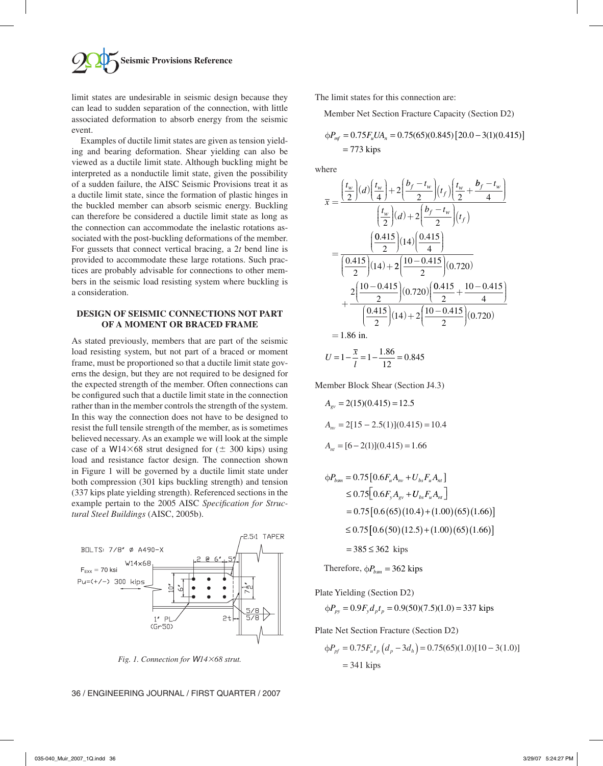limit states are undesirable in seismic design because they can lead to sudden separation of the connection, with little associated deformation to absorb energy from the seismic event.

Examples of ductile limit states are given as tension yielding and bearing deformation. Shear yielding can also be viewed as a ductile limit state. Although buckling might be interpreted as a nonductile limit state, given the possibility of a sudden failure, the AISC Seismic Provisions treat it as a ductile limit state, since the formation of plastic hinges in the buckled member can absorb seismic energy. Buckling can therefore be considered a ductile limit state as long as the connection can accommodate the inelastic rotations associated with the post-buckling deformations of the member. For gussets that connect vertical bracing, a 2$t$ bend line is provided to accommodate these large rotations. Such practices are probably advisable for connections to other members in the seismic load resisting system where buckling is a consideration.

## DESIGN OF SEISMIC CONNECTIONS NOT PART OF A MOMENT OR BRACED FRAME

As stated previously, members that are part of the seismic load resisting system, but not part of a braced or moment frame, must be proportioned so that a ductile limit state governs the design, but they are not required to be designed for the expected strength of the member. Often connections can be configured such that a ductile limit state in the connection rather than in the member controls the strength of the system. In this way the connection does not have to be designed to resist the full tensile strength of the member, as is sometimes believed necessary. As an example we will look at the simple case of a W14×68 strut designed for (± 300 kips) using load and resistance factor design. The connection shown in Figure 1 will be governed by a ductile limit state under both compression (301 kips buckling strength) and tension (337 kips plate yielding strength). Referenced sections in the example pertain to the 2005 AISC *Specification for Structural Steel Buildings* (AISC, 2005b).

*Fig. 1. Connection for W14×68 strut.*

The limit states for this connection are:

Member Net Section Fracture Capacity (Section D2)

$$\phi P_{mf} = 0.75 F_u U A_n = 0.75(65)(0.845)\left[20.0 - 3(1)(0.415)\right]$$
$$= 773 \text{ kips}$$

where

$$\bar{x} = \frac{\left(\frac{t_w}{2}\right)(d)\left(\frac{t_w}{4}\right) + 2\left(\frac{b_f - t_w}{2}\right)\left(t_f\right)\left(\frac{t_w}{2} + \frac{b_f - t_w}{4}\right)}{\left(\frac{t_w}{2}\right)(d) + 2\left(\frac{b_f - t_w}{2}\right)\left(t_f\right)}$$

$$= \frac{\left(\frac{0.415}{2}\right)(14)\left(\frac{0.415}{4}\right)}{\left(\frac{0.415}{2}\right)(14) + 2\left(\frac{10 - 0.415}{2}\right)(0.720)} + \frac{2\left(\frac{10 - 0.415}{2}\right)(0.720)\left(\frac{0.415}{2} + \frac{10 - 0.415}{4}\right)}{\left(\frac{0.415}{2}\right)(14) + 2\left(\frac{10 - 0.415}{2}\right)(0.720)}$$

$$= 1.86 \text{ in.}$$

$$U = 1 - \frac{\bar{x}}{l} = 1 - \frac{1.86}{12} = 0.845$$

Member Block Shear (Section J4.3)

$$A_{gv} = 2(15)(0.415) = 12.5$$

$$A_{nv} = 2[15 - 2.5(1)](0.415) = 10.4$$

$$A_{nt} = [6 - 2(1)](0.415) = 1.66$$

$$\phi P_{bsm} = 0.75\left[0.6 F_u A_{nv} + U_{bs} F_u A_{nt}\right]$$
$$\leq 0.75\left[0.6 F_y A_{gv} + U_{bs} F_u A_{nt}\right]$$
$$= 0.75\left[0.6(65)(10.4) + (1.00)(65)(1.66)\right]$$
$$\leq 0.75\left[0.6(50)(12.5) + (1.00)(65)(1.66)\right]$$
$$= 385 \leq 362 \text{ kips}$$

Therefore, $\phi P_{bsm} = 362$ kips

Plate Yielding (Section D2)

$$\phi P_{py} = 0.9 F_y d_p t_p = 0.9(50)(7.5)(1.0) = 337 \text{ kips}$$

Plate Net Section Fracture (Section D2)

$$\phi P_{pf} = 0.75 F_u t_p \left(d_p - 3 d_h\right) = 0.75(65)(1.0)[10 - 3(1.0)]$$
$$= 341 \text{ kips}$$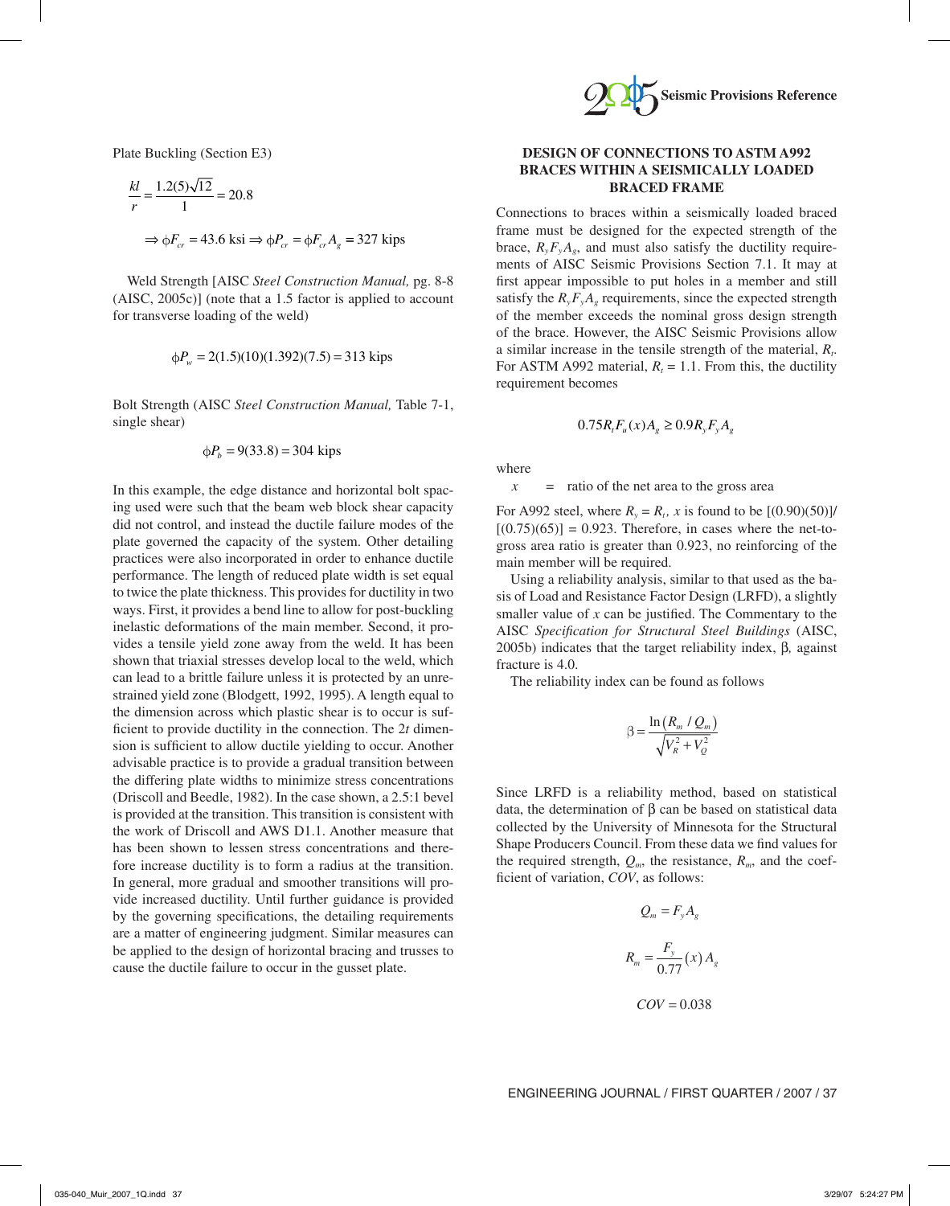Plate Buckling (Section E3)

$$\frac{kl}{r} = \frac{1.2(5)\sqrt{12}}{1} = 20.8$$

$$\Rightarrow \phi F_{cr} = 43.6 \text{ ksi} \Rightarrow \phi P_{cr} = \phi F_{cr} A_g = 327 \text{ kips}$$

Weld Strength [AISC *Steel Construction Manual,* pg. 8-8 (AISC, 2005c)] (note that a 1.5 factor is applied to account for transverse loading of the weld)

$$\phi P_w = 2(1.5)(10)(1.392)(7.5) = 313 \text{ kips}$$

Bolt Strength (AISC *Steel Construction Manual,* Table 7-1, single shear)

$$\phi P_b = 9(33.8) = 304 \text{ kips}$$

In this example, the edge distance and horizontal bolt spacing used were such that the beam web block shear capacity did not control, and instead the ductile failure modes of the plate governed the capacity of the system. Other detailing practices were also incorporated in order to enhance ductile performance. The length of reduced plate width is set equal to twice the plate thickness. This provides for ductility in two ways. First, it provides a bend line to allow for post-buckling inelastic deformations of the main member. Second, it provides a tensile yield zone away from the weld. It has been shown that triaxial stresses develop local to the weld, which can lead to a brittle failure unless it is protected by an unrestrained yield zone (Blodgett, 1992, 1995). A length equal to the dimension across which plastic shear is to occur is sufficient to provide ductility in the connection. The $2t$ dimension is sufficient to allow ductile yielding to occur. Another advisable practice is to provide a gradual transition between the differing plate widths to minimize stress concentrations (Driscoll and Beedle, 1982). In the case shown, a 2.5:1 bevel is provided at the transition. This transition is consistent with the work of Driscoll and AWS D1.1. Another measure that has been shown to lessen stress concentrations and therefore increase ductility is to form a radius at the transition. In general, more gradual and smoother transitions will provide increased ductility. Until further guidance is provided by the governing specifications, the detailing requirements are a matter of engineering judgment. Similar measures can be applied to the design of horizontal bracing and trusses to cause the ductile failure to occur in the gusset plate.

## DESIGN OF CONNECTIONS TO ASTM A992 BRACES WITHIN A SEISMICALLY LOADED BRACED FRAME

Connections to braces within a seismically loaded braced frame must be designed for the expected strength of the brace, $R_y F_y A_g$, and must also satisfy the ductility requirements of AISC Seismic Provisions Section 7.1. It may at first appear impossible to put holes in a member and still satisfy the $R_y F_y A_g$ requirements, since the expected strength of the member exceeds the nominal gross design strength of the brace. However, the AISC Seismic Provisions allow a similar increase in the tensile strength of the material, $R_t$. For ASTM A992 material, $R_t = 1.1$. From this, the ductility requirement becomes

$$0.75 R_t F_u (x) A_g \geq 0.9 R_y F_y A_g$$

where

$x$ = ratio of the net area to the gross area

For A992 steel, where $R_y = R_t$, $x$ is found to be $[(0.90)(50)]/[(0.75)(65)] = 0.923$. Therefore, in cases where the net-to-gross area ratio is greater than 0.923, no reinforcing of the main member will be required.

Using a reliability analysis, similar to that used as the basis of Load and Resistance Factor Design (LRFD), a slightly smaller value of $x$ can be justified. The Commentary to the AISC *Specification for Structural Steel Buildings* (AISC, 2005b) indicates that the target reliability index, $\beta$, against fracture is 4.0.

The reliability index can be found as follows

$$\beta = \frac{\ln(R_m / Q_m)}{\sqrt{V_R^2 + V_Q^2}}$$

Since LRFD is a reliability method, based on statistical data, the determination of $\beta$ can be based on statistical data collected by the University of Minnesota for the Structural Shape Producers Council. From these data we find values for the required strength, $Q_m$, the resistance, $R_m$, and the coefficient of variation, $COV$, as follows:

$$Q_m = F_y A_g$$

$$R_m = \frac{F_y}{0.77}(x) A_g$$

$$COV = 0.038$$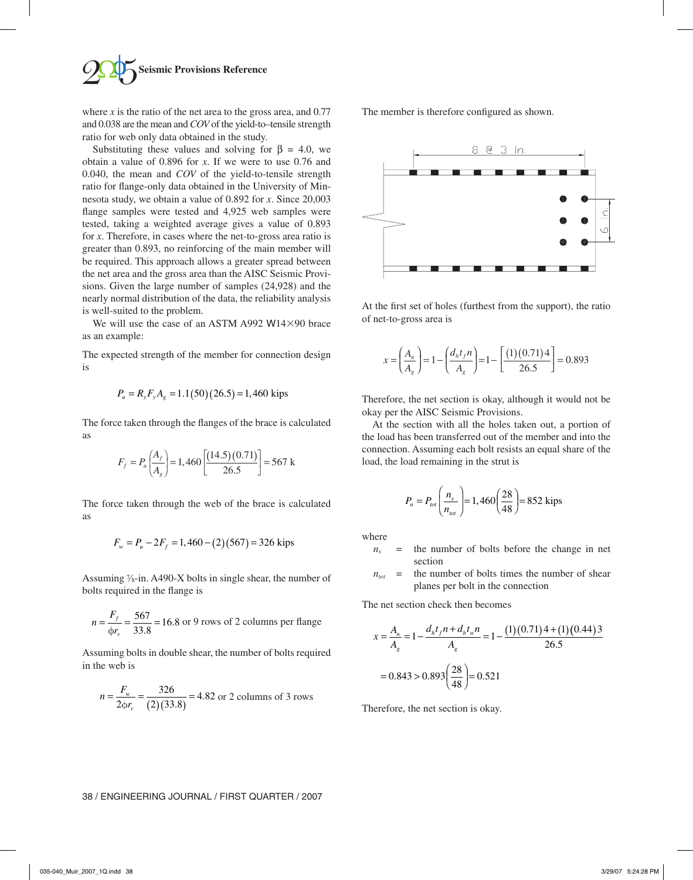where $x$ is the ratio of the net area to the gross area, and 0.77 and 0.038 are the mean and *COV* of the yield-to–tensile strength ratio for web only data obtained in the study.

Substituting these values and solving for $\beta = 4.0$, we obtain a value of 0.896 for $x$. If we were to use 0.76 and 0.040, the mean and *COV* of the yield-to-tensile strength ratio for flange-only data obtained in the University of Minnesota study, we obtain a value of 0.892 for $x$. Since 20,003 flange samples were tested and 4,925 web samples were tested, taking a weighted average gives a value of 0.893 for $x$. Therefore, in cases where the net-to-gross area ratio is greater than 0.893, no reinforcing of the main member will be required. This approach allows a greater spread between the net area and the gross area than the AISC Seismic Provisions. Given the large number of samples (24,928) and the nearly normal distribution of the data, the reliability analysis is well-suited to the problem.

We will use the case of an ASTM A992 W14×90 brace as an example:

The expected strength of the member for connection design is

$$P_u = R_y F_y A_g = 1.1(50)(26.5) = 1{,}460 \text{ kips}$$

The force taken through the flanges of the brace is calculated as

$$F_f = P_u\left(\frac{A_f}{A_g}\right) = 1{,}460\left[\frac{(14.5)(0.71)}{26.5}\right] = 567 \text{ k}$$

The force taken through the web of the brace is calculated as

$$F_w = P_u - 2F_f = 1{,}460 - (2)(567) = 326 \text{ kips}$$

Assuming ⅞-in. A490-X bolts in single shear, the number of bolts required in the flange is

$$n = \frac{F_f}{\phi r_v} = \frac{567}{33.8} = 16.8 \text{ or 9 rows of 2 columns per flange}$$

Assuming bolts in double shear, the number of bolts required in the web is

$$n = \frac{F_w}{2\phi r_v} = \frac{326}{(2)(33.8)} = 4.82 \text{ or 2 columns of 3 rows}$$

The member is therefore configured as shown.

At the first set of holes (furthest from the support), the ratio of net-to-gross area is

$$x = \left(\frac{A_n}{A_g}\right) = 1 - \left(\frac{d_h t_f n}{A_g}\right) = 1 - \left[\frac{(1)(0.71)4}{26.5}\right] = 0.893$$

Therefore, the net section is okay, although it would not be okay per the AISC Seismic Provisions.

At the section with all the holes taken out, a portion of the load has been transferred out of the member and into the connection. Assuming each bolt resists an equal share of the load, the load remaining in the strut is

$$P_u = P_{tot}\left(\frac{n_s}{n_{tot}}\right) = 1{,}460\left(\frac{28}{48}\right) = 852 \text{ kips}$$

where

$n_s$ = the number of bolts before the change in net section

$n_{tot}$ = the number of bolts times the number of shear planes per bolt in the connection

The net section check then becomes

$$x = \frac{A_n}{A_g} = 1 - \frac{d_h t_f n + d_h t_w n}{A_g} = 1 - \frac{(1)(0.71)4 + (1)(0.44)3}{26.5}$$

$$= 0.843 > 0.893\left(\frac{28}{48}\right) = 0.521$$

Therefore, the net section is okay.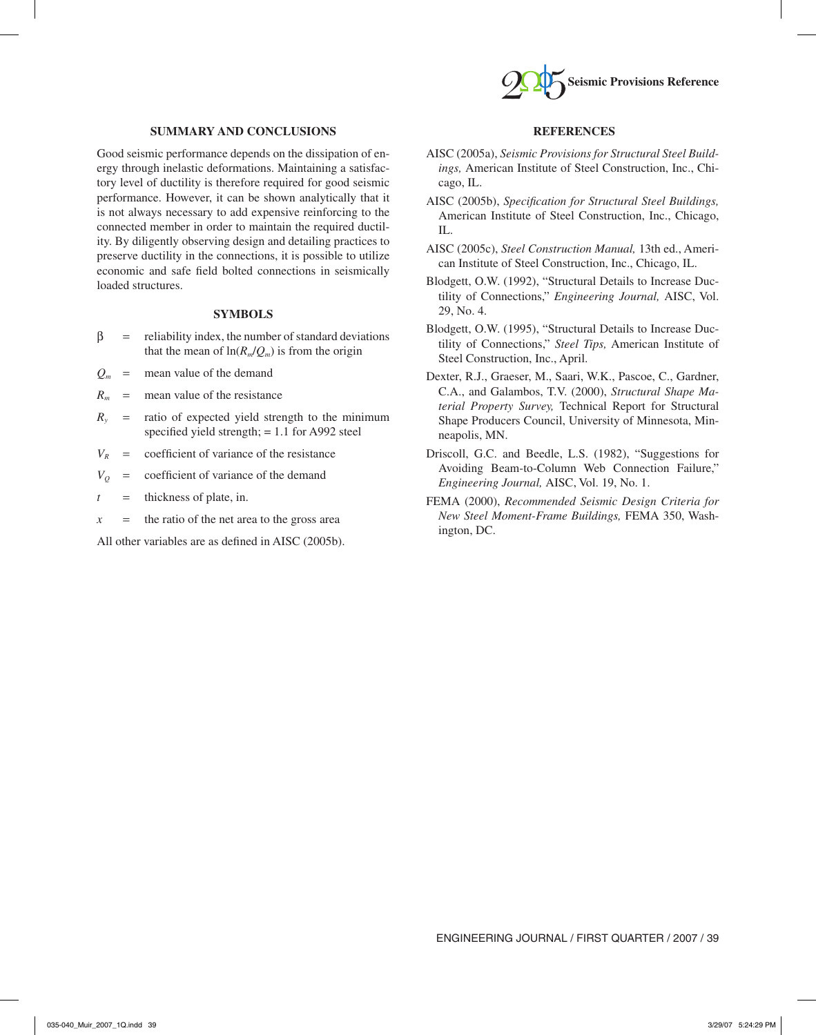## SUMMARY AND CONCLUSIONS

Good seismic performance depends on the dissipation of energy through inelastic deformations. Maintaining a satisfactory level of ductility is therefore required for good seismic performance. However, it can be shown analytically that it is not always necessary to add expensive reinforcing to the connected member in order to maintain the required ductility. By diligently observing design and detailing practices to preserve ductility in the connections, it is possible to utilize economic and safe field bolted connections in seismically loaded structures.

## SYMBOLS

$\beta$ = reliability index, the number of standard deviations that the mean of $\ln(R_m/Q_m)$ is from the origin

$Q_m$ = mean value of the demand

$R_m$ = mean value of the resistance

$R_y$ = ratio of expected yield strength to the minimum specified yield strength; = 1.1 for A992 steel

$V_R$ = coefficient of variance of the resistance

$V_Q$ = coefficient of variance of the demand

$t$ = thickness of plate, in.

$x$ = the ratio of the net area to the gross area

All other variables are as defined in AISC (2005b).

## REFERENCES

AISC (2005a), *Seismic Provisions for Structural Steel Buildings,* American Institute of Steel Construction, Inc., Chicago, IL.

AISC (2005b), *Specification for Structural Steel Buildings,* American Institute of Steel Construction, Inc., Chicago, IL.

AISC (2005c), *Steel Construction Manual,* 13th ed., American Institute of Steel Construction, Inc., Chicago, IL.

Blodgett, O.W. (1992), "Structural Details to Increase Ductility of Connections," *Engineering Journal,* AISC, Vol. 29, No. 4.

Blodgett, O.W. (1995), "Structural Details to Increase Ductility of Connections," *Steel Tips,* American Institute of Steel Construction, Inc., April.

Dexter, R.J., Graeser, M., Saari, W.K., Pascoe, C., Gardner, C.A., and Galambos, T.V. (2000), *Structural Shape Material Property Survey,* Technical Report for Structural Shape Producers Council, University of Minnesota, Minneapolis, MN.

Driscoll, G.C. and Beedle, L.S. (1982), "Suggestions for Avoiding Beam-to-Column Web Connection Failure," *Engineering Journal,* AISC, Vol. 19, No. 1.

FEMA (2000), *Recommended Seismic Design Criteria for New Steel Moment-Frame Buildings,* FEMA 350, Washington, DC.